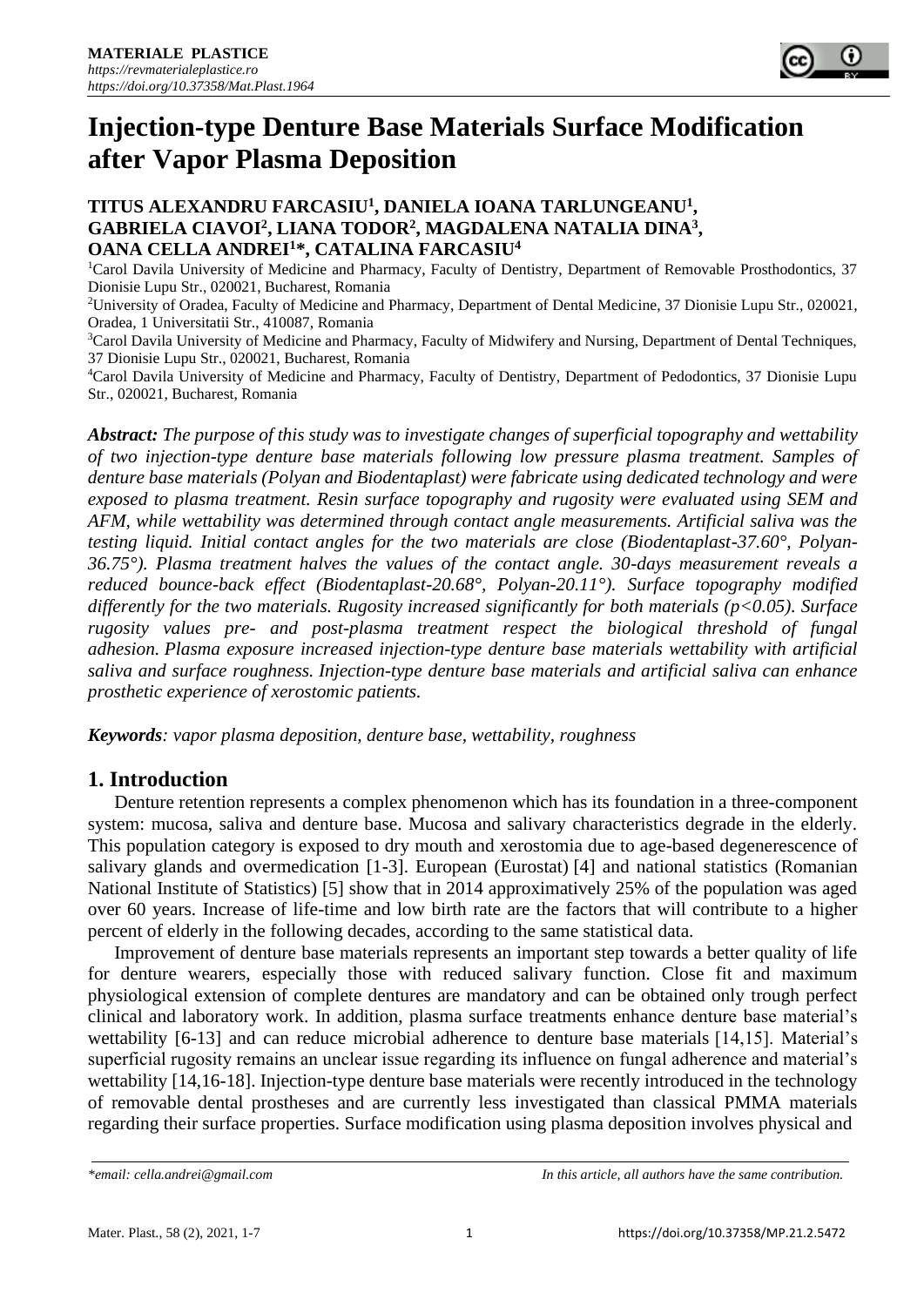# Injection-type Denture Base Materials Surface Modification after Vapor Plasma Deposition

**TITUS ALEXANDRU FARCASIU[1], DANIELA IOANA TARLUNGEANU[1], GABRIELA CIAVOI[2], LIANA TODOR[2], MAGDALENA NATALIA DINA[3], OANA CELLA ANDREI[1]*, CATALINA FARCASIU[4]**

[1]Carol Davila University of Medicine and Pharmacy, Faculty of Dentistry, Department of Removable Prosthodontics, 37 Dionisie Lupu Str., 020021, Bucharest, Romania

[2]University of Oradea, Faculty of Medicine and Pharmacy, Department of Dental Medicine, 37 Dionisie Lupu Str., 020021, Oradea, 1 Universitatii Str., 410087, Romania

[3]Carol Davila University of Medicine and Pharmacy, Faculty of Midwifery and Nursing, Department of Dental Techniques, 37 Dionisie Lupu Str., 020021, Bucharest, Romania

[4]Carol Davila University of Medicine and Pharmacy, Faculty of Dentistry, Department of Pedodontics, 37 Dionisie Lupu Str., 020021, Bucharest, Romania

***Abstract:*** *The purpose of this study was to investigate changes of superficial topography and wettability of two injection-type denture base materials following low pressure plasma treatment. Samples of denture base materials (Polyan and Biodentaplast) were fabricate using dedicated technology and were exposed to plasma treatment. Resin surface topography and rugosity were evaluated using SEM and AFM, while wettability was determined through contact angle measurements. Artificial saliva was the testing liquid. Initial contact angles for the two materials are close (Biodentaplast-37.60°, Polyan-36.75°). Plasma treatment halves the values of the contact angle. 30-days measurement reveals a reduced bounce-back effect (Biodentaplast-20.68°, Polyan-20.11°). Surface topography modified differently for the two materials. Rugosity increased significantly for both materials ($p<0.05$). Surface rugosity values pre- and post-plasma treatment respect the biological threshold of fungal adhesion. Plasma exposure increased injection-type denture base materials wettability with artificial saliva and surface roughness. Injection-type denture base materials and artificial saliva can enhance prosthetic experience of xerostomic patients.*

***Keywords****: vapor plasma deposition, denture base, wettability, roughness*

## 1. Introduction

Denture retention represents a complex phenomenon which has its foundation in a three-component system: mucosa, saliva and denture base. Mucosa and salivary characteristics degrade in the elderly. This population category is exposed to dry mouth and xerostomia due to age-based degenerescence of salivary glands and overmedication [1-3]. European (Eurostat) [4] and national statistics (Romanian National Institute of Statistics) [5] show that in 2014 approximatively 25% of the population was aged over 60 years. Increase of life-time and low birth rate are the factors that will contribute to a higher percent of elderly in the following decades, according to the same statistical data.

Improvement of denture base materials represents an important step towards a better quality of life for denture wearers, especially those with reduced salivary function. Close fit and maximum physiological extension of complete dentures are mandatory and can be obtained only trough perfect clinical and laboratory work. In addition, plasma surface treatments enhance denture base material's wettability [6-13] and can reduce microbial adherence to denture base materials [14,15]. Material's superficial rugosity remains an unclear issue regarding its influence on fungal adherence and material's wettability [14,16-18]. Injection-type denture base materials were recently introduced in the technology of removable dental prostheses and are currently less investigated than classical PMMA materials regarding their surface properties. Surface modification using plasma deposition involves physical and

*\*email: cella.andrei@gmail.com*

*In this article, all authors have the same contribution.*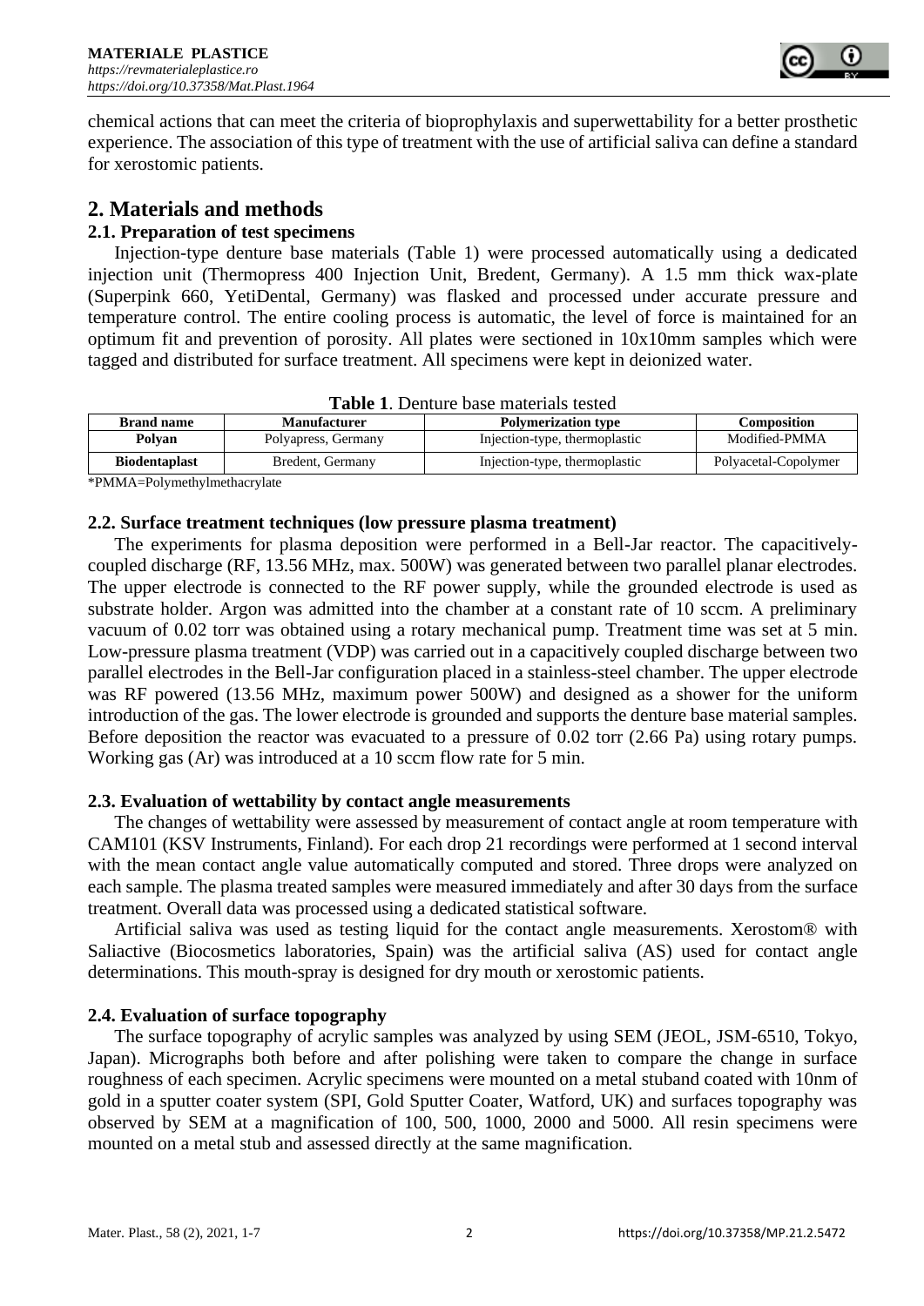chemical actions that can meet the criteria of bioprophylaxis and superwettability for a better prosthetic experience. The association of this type of treatment with the use of artificial saliva can define a standard for xerostomic patients.

## 2. Materials and methods

### 2.1. Preparation of test specimens

Injection-type denture base materials (Table 1) were processed automatically using a dedicated injection unit (Thermopress 400 Injection Unit, Bredent, Germany). A 1.5 mm thick wax-plate (Superpink 660, YetiDental, Germany) was flasked and processed under accurate pressure and temperature control. The entire cooling process is automatic, the level of force is maintained for an optimum fit and prevention of porosity. All plates were sectioned in 10x10mm samples which were tagged and distributed for surface treatment. All specimens were kept in deionized water.

**Table 1**. Denture base materials tested

| Brand name | Manufacturer | Polymerization type | Composition |
| --- | --- | --- | --- |
| **Polyan** | Polyapress, Germany | Injection-type, thermoplastic | Modified-PMMA |
| **Biodentaplast** | Bredent, Germany | Injection-type, thermoplastic | Polyacetal-Copolymer |

*PMMA=Polymethylmethacrylate

### 2.2. Surface treatment techniques (low pressure plasma treatment)

The experiments for plasma deposition were performed in a Bell-Jar reactor. The capacitively-coupled discharge (RF, 13.56 MHz, max. 500W) was generated between two parallel planar electrodes. The upper electrode is connected to the RF power supply, while the grounded electrode is used as substrate holder. Argon was admitted into the chamber at a constant rate of 10 sccm. A preliminary vacuum of 0.02 torr was obtained using a rotary mechanical pump. Treatment time was set at 5 min. Low-pressure plasma treatment (VDP) was carried out in a capacitively coupled discharge between two parallel electrodes in the Bell-Jar configuration placed in a stainless-steel chamber. The upper electrode was RF powered (13.56 MHz, maximum power 500W) and designed as a shower for the uniform introduction of the gas. The lower electrode is grounded and supports the denture base material samples. Before deposition the reactor was evacuated to a pressure of 0.02 torr (2.66 Pa) using rotary pumps. Working gas (Ar) was introduced at a 10 sccm flow rate for 5 min.

### 2.3. Evaluation of wettability by contact angle measurements

The changes of wettability were assessed by measurement of contact angle at room temperature with CAM101 (KSV Instruments, Finland). For each drop 21 recordings were performed at 1 second interval with the mean contact angle value automatically computed and stored. Three drops were analyzed on each sample. The plasma treated samples were measured immediately and after 30 days from the surface treatment. Overall data was processed using a dedicated statistical software.

Artificial saliva was used as testing liquid for the contact angle measurements. Xerostom® with Saliactive (Biocosmetics laboratories, Spain) was the artificial saliva (AS) used for contact angle determinations. This mouth-spray is designed for dry mouth or xerostomic patients.

### 2.4. Evaluation of surface topography

The surface topography of acrylic samples was analyzed by using SEM (JEOL, JSM-6510, Tokyo, Japan). Micrographs both before and after polishing were taken to compare the change in surface roughness of each specimen. Acrylic specimens were mounted on a metal stuband coated with 10nm of gold in a sputter coater system (SPI, Gold Sputter Coater, Watford, UK) and surfaces topography was observed by SEM at a magnification of 100, 500, 1000, 2000 and 5000. All resin specimens were mounted on a metal stub and assessed directly at the same magnification.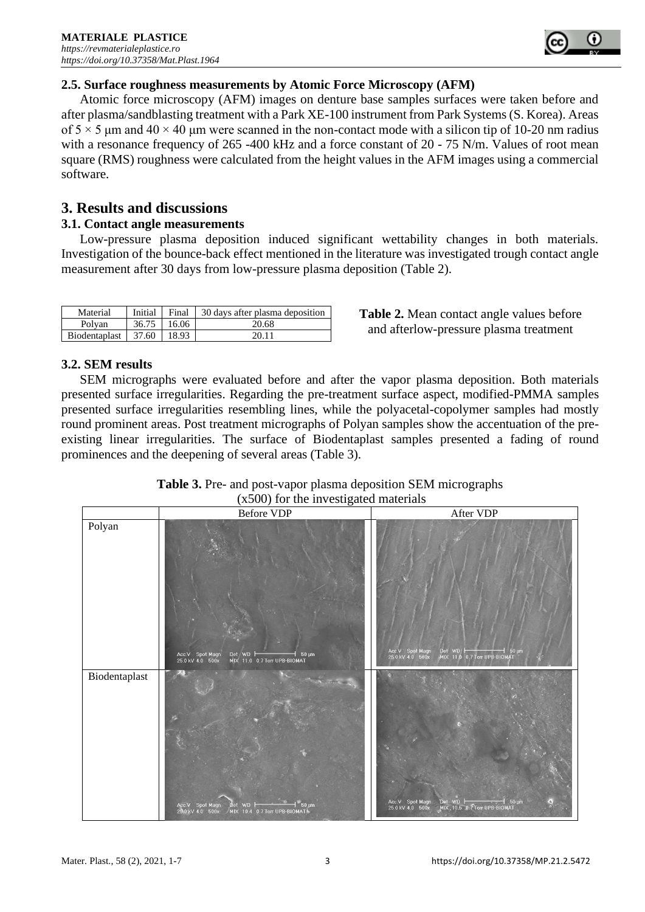### 2.5. Surface roughness measurements by Atomic Force Microscopy (AFM)

Atomic force microscopy (AFM) images on denture base samples surfaces were taken before and after plasma/sandblasting treatment with a Park XE-100 instrument from Park Systems (S. Korea). Areas of $5 \times 5$ μm and $40 \times 40$ μm were scanned in the non-contact mode with a silicon tip of 10-20 nm radius with a resonance frequency of 265 -400 kHz and a force constant of 20 - 75 N/m. Values of root mean square (RMS) roughness were calculated from the height values in the AFM images using a commercial software.

## 3. Results and discussions

### 3.1. Contact angle measurements

Low-pressure plasma deposition induced significant wettability changes in both materials. Investigation of the bounce-back effect mentioned in the literature was investigated trough contact angle measurement after 30 days from low-pressure plasma deposition (Table 2).

| Material | Initial | Final | 30 days after plasma deposition |
|---|---|---|---|
| Polyan | 36.75 | 16.06 | 20.68 |
| Biodentaplast | 37.60 | 18.93 | 20.11 |

**Table 2.** Mean contact angle values before and afterlow-pressure plasma treatment

### 3.2. SEM results

SEM micrographs were evaluated before and after the vapor plasma deposition. Both materials presented surface irregularities. Regarding the pre-treatment surface aspect, modified-PMMA samples presented surface irregularities resembling lines, while the polyacetal-copolymer samples had mostly round prominent areas. Post treatment micrographs of Polyan samples show the accentuation of the pre-existing linear irregularities. The surface of Biodentaplast samples presented a fading of round prominences and the deepening of several areas (Table 3).

**Table 3.** Pre- and post-vapor plasma deposition SEM micrographs (x500) for the investigated materials

| | Before VDP | After VDP |
|---|---|---|
| Polyan | | |
| Biodentaplast | | |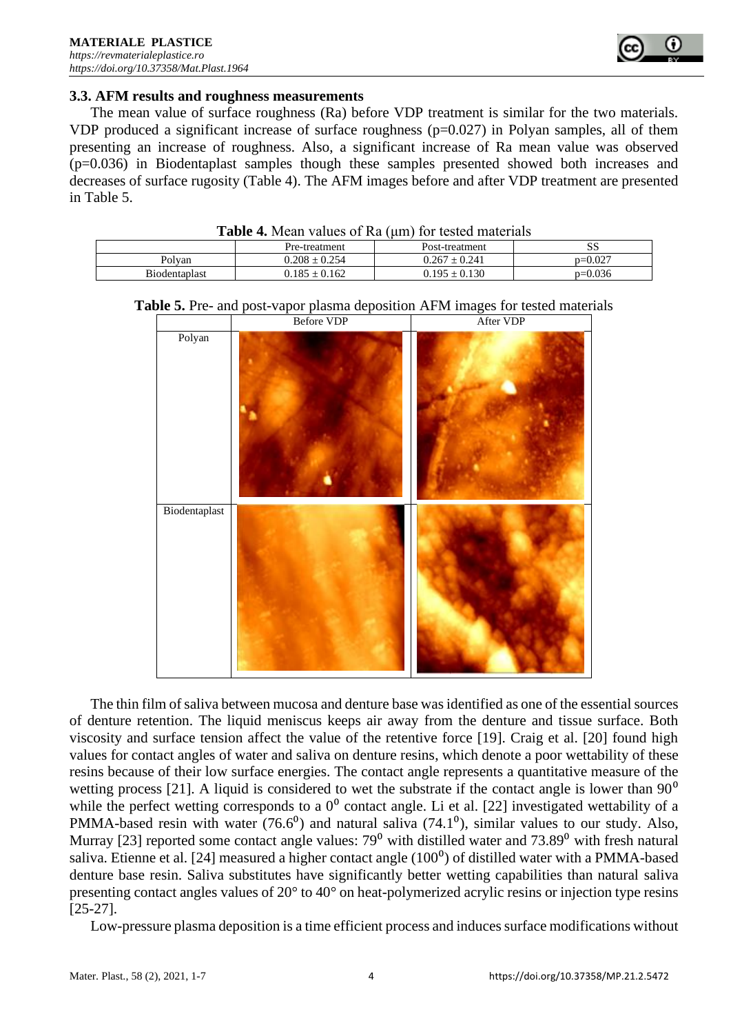### 3.3. AFM results and roughness measurements

The mean value of surface roughness (Ra) before VDP treatment is similar for the two materials. VDP produced a significant increase of surface roughness (p=0.027) in Polyan samples, all of them presenting an increase of roughness. Also, a significant increase of Ra mean value was observed (p=0.036) in Biodentaplast samples though these samples presented showed both increases and decreases of surface rugosity (Table 4). The AFM images before and after VDP treatment are presented in Table 5.

**Table 4.** Mean values of Ra (μm) for tested materials

| | Pre-treatment | Post-treatment | SS |
|---|---|---|---|
| Polyan | 0.208 ± 0.254 | 0.267 ± 0.241 | p=0.027 |
| Biodentaplast | 0.185 ± 0.162 | 0.195 ± 0.130 | p=0.036 |

**Table 5.** Pre- and post-vapor plasma deposition AFM images for tested materials

| | Before VDP | After VDP |
|---|---|---|
| Polyan | | |
| Biodentaplast | | |

The thin film of saliva between mucosa and denture base was identified as one of the essential sources of denture retention. The liquid meniscus keeps air away from the denture and tissue surface. Both viscosity and surface tension affect the value of the retentive force [19]. Craig et al. [20] found high values for contact angles of water and saliva on denture resins, which denote a poor wettability of these resins because of their low surface energies. The contact angle represents a quantitative measure of the wetting process [21]. A liquid is considered to wet the substrate if the contact angle is lower than $90^0$ while the perfect wetting corresponds to a $0^0$ contact angle. Li et al. [22] investigated wettability of a PMMA-based resin with water ($76.6^0$) and natural saliva ($74.1^0$), similar values to our study. Also, Murray [23] reported some contact angle values: $79^0$ with distilled water and $73.89^0$ with fresh natural saliva. Etienne et al. [24] measured a higher contact angle ($100^0$) of distilled water with a PMMA-based denture base resin. Saliva substitutes have significantly better wetting capabilities than natural saliva presenting contact angles values of 20° to 40° on heat-polymerized acrylic resins or injection type resins [25-27].

Low-pressure plasma deposition is a time efficient process and induces surface modifications without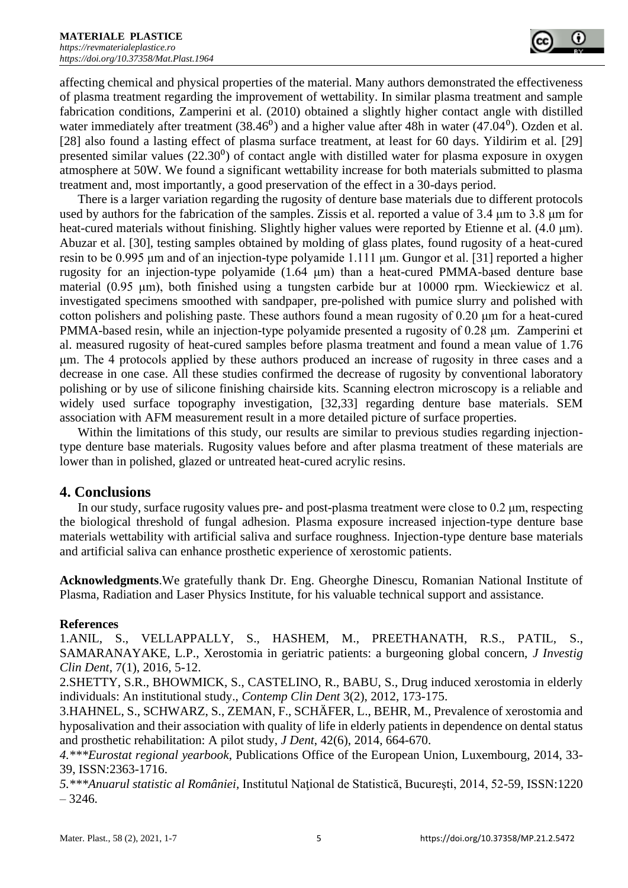affecting chemical and physical properties of the material. Many authors demonstrated the effectiveness of plasma treatment regarding the improvement of wettability. In similar plasma treatment and sample fabrication conditions, Zamperini et al. (2010) obtained a slightly higher contact angle with distilled water immediately after treatment ($38.46^0$) and a higher value after 48h in water ($47.04^0$). Ozden et al. [28] also found a lasting effect of plasma surface treatment, at least for 60 days. Yildirim et al. [29] presented similar values ($22.30^0$) of contact angle with distilled water for plasma exposure in oxygen atmosphere at 50W. We found a significant wettability increase for both materials submitted to plasma treatment and, most importantly, a good preservation of the effect in a 30-days period.

There is a larger variation regarding the rugosity of denture base materials due to different protocols used by authors for the fabrication of the samples. Zissis et al. reported a value of 3.4 μm to 3.8 μm for heat-cured materials without finishing. Slightly higher values were reported by Etienne et al. (4.0 μm). Abuzar et al. [30], testing samples obtained by molding of glass plates, found rugosity of a heat-cured resin to be 0.995 μm and of an injection-type polyamide 1.111 μm. Gungor et al. [31] reported a higher rugosity for an injection-type polyamide (1.64 μm) than a heat-cured PMMA-based denture base material (0.95 μm), both finished using a tungsten carbide bur at 10000 rpm. Wieckiewicz et al. investigated specimens smoothed with sandpaper, pre-polished with pumice slurry and polished with cotton polishers and polishing paste. These authors found a mean rugosity of 0.20 μm for a heat-cured PMMA-based resin, while an injection-type polyamide presented a rugosity of 0.28 μm. Zamperini et al. measured rugosity of heat-cured samples before plasma treatment and found a mean value of 1.76 μm. The 4 protocols applied by these authors produced an increase of rugosity in three cases and a decrease in one case. All these studies confirmed the decrease of rugosity by conventional laboratory polishing or by use of silicone finishing chairside kits. Scanning electron microscopy is a reliable and widely used surface topography investigation, [32,33] regarding denture base materials. SEM association with AFM measurement result in a more detailed picture of surface properties.

Within the limitations of this study, our results are similar to previous studies regarding injection-type denture base materials. Rugosity values before and after plasma treatment of these materials are lower than in polished, glazed or untreated heat-cured acrylic resins.

## 4. Conclusions

In our study, surface rugosity values pre- and post-plasma treatment were close to 0.2 μm, respecting the biological threshold of fungal adhesion. Plasma exposure increased injection-type denture base materials wettability with artificial saliva and surface roughness. Injection-type denture base materials and artificial saliva can enhance prosthetic experience of xerostomic patients.

**Acknowledgments**.We gratefully thank Dr. Eng. Gheorghe Dinescu, Romanian National Institute of Plasma, Radiation and Laser Physics Institute, for his valuable technical support and assistance.

**References**

1.ANIL, S., VELLAPPALLY, S., HASHEM, M., PREETHANATH, R.S., PATIL, S., SAMARANAYAKE, L.P., Xerostomia in geriatric patients: a burgeoning global concern, *J Investig Clin Dent*, 7(1), 2016, 5-12.

2.SHETTY, S.R., BHOWMICK, S., CASTELINO, R., BABU, S., Drug induced xerostomia in elderly individuals: An institutional study., *Contemp Clin Dent* 3(2), 2012, 173-175.

3.HAHNEL, S., SCHWARZ, S., ZEMAN, F., SCHÄFER, L., BEHR, M., Prevalence of xerostomia and hyposalivation and their association with quality of life in elderly patients in dependence on dental status and prosthetic rehabilitation: A pilot study, *J Dent*, 42(6), 2014, 664-670.

*4.\*\*\*Eurostat regional yearbook*, Publications Office of the European Union, Luxembourg, 2014, 33-39, ISSN:2363-1716.

*5.\*\*\*Anuarul statistic al României*, Institutul Naţional de Statistică, Bucureşti, 2014, 52-59, ISSN:1220 – 3246.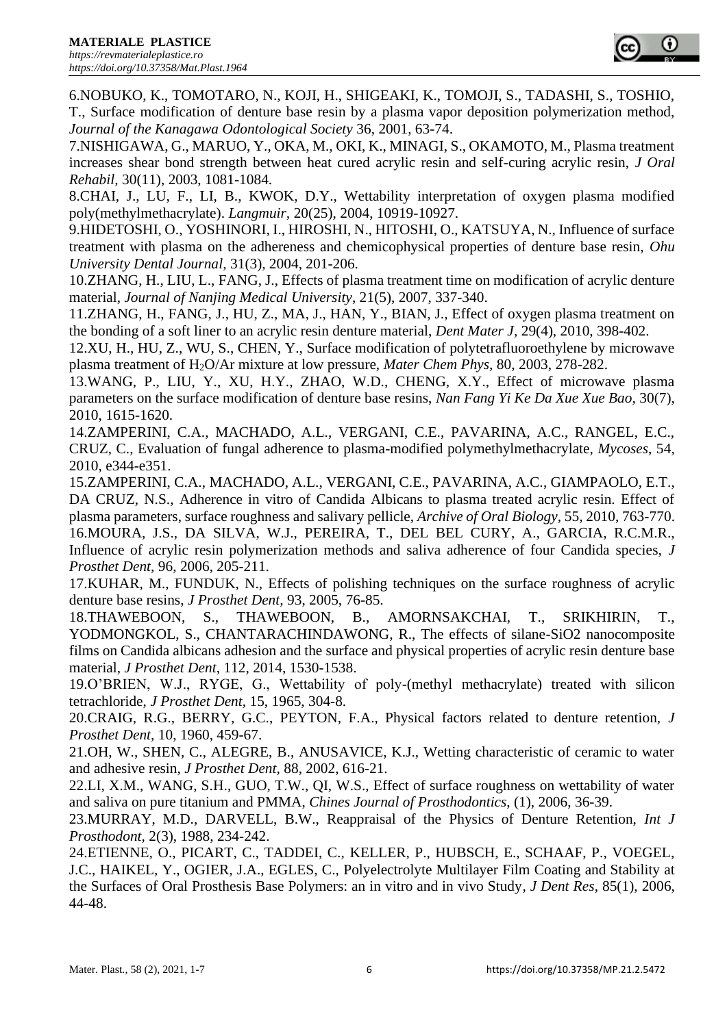6.NOBUKO, K., TOMOTARO, N., KOJI, H., SHIGEAKI, K., TOMOJI, S., TADASHI, S., TOSHIO, T., Surface modification of denture base resin by a plasma vapor deposition polymerization method, *Journal of the Kanagawa Odontological Society* 36, 2001, 63-74.

7.NISHIGAWA, G., MARUO, Y., OKA, M., OKI, K., MINAGI, S., OKAMOTO, M., Plasma treatment increases shear bond strength between heat cured acrylic resin and self-curing acrylic resin, *J Oral Rehabil*, 30(11), 2003, 1081-1084.

8.CHAI, J., LU, F., LI, B., KWOK, D.Y., Wettability interpretation of oxygen plasma modified poly(methylmethacrylate). *Langmuir*, 20(25), 2004, 10919-10927.

9.HIDETOSHI, O., YOSHINORI, I., HIROSHI, N., HITOSHI, O., KATSUYA, N., Influence of surface treatment with plasma on the adhereness and chemicophysical properties of denture base resin, *Ohu University Dental Journal*, 31(3), 2004, 201-206.

10.ZHANG, H., LIU, L., FANG, J., Effects of plasma treatment time on modification of acrylic denture material, *Journal of Nanjing Medical University*, 21(5), 2007, 337-340.

11.ZHANG, H., FANG, J., HU, Z., MA, J., HAN, Y., BIAN, J., Effect of oxygen plasma treatment on the bonding of a soft liner to an acrylic resin denture material, *Dent Mater J*, 29(4), 2010, 398-402.

12.XU, H., HU, Z., WU, S., CHEN, Y., Surface modification of polytetrafluoroethylene by microwave plasma treatment of $H_2O$/Ar mixture at low pressure, *Mater Chem Phys*, 80, 2003, 278-282.

13.WANG, P., LIU, Y., XU, H.Y., ZHAO, W.D., CHENG, X.Y., Effect of microwave plasma parameters on the surface modification of denture base resins, *Nan Fang Yi Ke Da Xue Xue Bao*, 30(7), 2010, 1615-1620.

14.ZAMPERINI, C.A., MACHADO, A.L., VERGANI, C.E., PAVARINA, A.C., RANGEL, E.C., CRUZ, C., Evaluation of fungal adherence to plasma-modified polymethylmethacrylate, *Mycoses*, 54, 2010, e344-e351.

15.ZAMPERINI, C.A., MACHADO, A.L., VERGANI, C.E., PAVARINA, A.C., GIAMPAOLO, E.T., DA CRUZ, N.S., Adherence in vitro of Candida Albicans to plasma treated acrylic resin. Effect of plasma parameters, surface roughness and salivary pellicle, *Archive of Oral Biology*, 55, 2010, 763-770.

16.MOURA, J.S., DA SILVA, W.J., PEREIRA, T., DEL BEL CURY, A., GARCIA, R.C.M.R., Influence of acrylic resin polymerization methods and saliva adherence of four Candida species, *J Prosthet Dent*, 96, 2006, 205-211.

17.KUHAR, M., FUNDUK, N., Effects of polishing techniques on the surface roughness of acrylic denture base resins, *J Prosthet Dent*, 93, 2005, 76-85.

18.THAWEBOON, S., THAWEBOON, B., AMORNSAKCHAI, T., SRIKHIRIN, T., YODMONGKOL, S., CHANTARACHINDAWONG, R., The effects of silane-SiO2 nanocomposite films on Candida albicans adhesion and the surface and physical properties of acrylic resin denture base material, *J Prosthet Dent*, 112, 2014, 1530-1538.

19.O'BRIEN, W.J., RYGE, G., Wettability of poly-(methyl methacrylate) treated with silicon tetrachloride, *J Prosthet Dent*, 15, 1965, 304-8.

20.CRAIG, R.G., BERRY, G.C., PEYTON, F.A., Physical factors related to denture retention, *J Prosthet Dent*, 10, 1960, 459-67.

21.OH, W., SHEN, C., ALEGRE, B., ANUSAVICE, K.J., Wetting characteristic of ceramic to water and adhesive resin, *J Prosthet Dent*, 88, 2002, 616-21.

22.LI, X.M., WANG, S.H., GUO, T.W., QI, W.S., Effect of surface roughness on wettability of water and saliva on pure titanium and PMMA, *Chines Journal of Prosthodontics*, (1), 2006, 36-39.

23.MURRAY, M.D., DARVELL, B.W., Reappraisal of the Physics of Denture Retention, *Int J Prosthodont*, 2(3), 1988, 234-242.

24.ETIENNE, O., PICART, C., TADDEI, C., KELLER, P., HUBSCH, E., SCHAAF, P., VOEGEL, J.C., HAIKEL, Y., OGIER, J.A., EGLES, C., Polyelectrolyte Multilayer Film Coating and Stability at the Surfaces of Oral Prosthesis Base Polymers: an in vitro and in vivo Study, *J Dent Res*, 85(1), 2006, 44-48.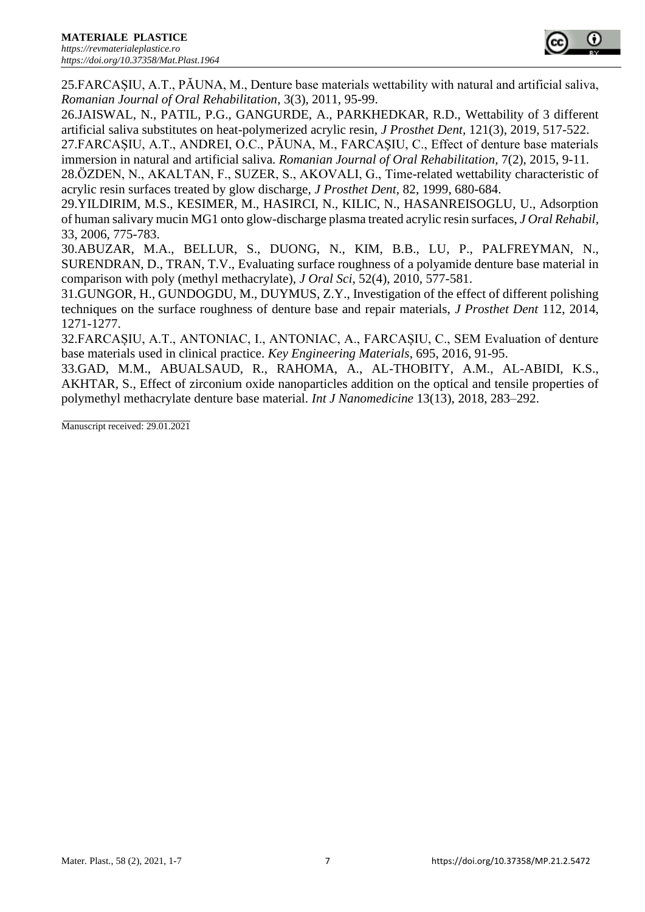25.FARCAȘIU, A.T., PĂUNA, M., Denture base materials wettability with natural and artificial saliva, *Romanian Journal of Oral Rehabilitation*, 3(3), 2011, 95-99.

26.JAISWAL, N., PATIL, P.G., GANGURDE, A., PARKHEDKAR, R.D., Wettability of 3 different artificial saliva substitutes on heat-polymerized acrylic resin, *J Prosthet Dent*, 121(3), 2019, 517-522.

27.FARCAȘIU, A.T., ANDREI, O.C., PĂUNA, M., FARCAȘIU, C., Effect of denture base materials immersion in natural and artificial saliva. *Romanian Journal of Oral Rehabilitation*, 7(2), 2015, 9-11.

28.ÖZDEN, N., AKALTAN, F., SUZER, S., AKOVALI, G., Time-related wettability characteristic of acrylic resin surfaces treated by glow discharge, *J Prosthet Dent*, 82, 1999, 680-684.

29.YILDIRIM, M.S., KESIMER, M., HASIRCI, N., KILIC, N., HASANREISOGLU, U., Adsorption of human salivary mucin MG1 onto glow-discharge plasma treated acrylic resin surfaces, *J Oral Rehabil*, 33, 2006, 775-783.

30.ABUZAR, M.A., BELLUR, S., DUONG, N., KIM, B.B., LU, P., PALFREYMAN, N., SURENDRAN, D., TRAN, T.V., Evaluating surface roughness of a polyamide denture base material in comparison with poly (methyl methacrylate), *J Oral Sci*, 52(4), 2010, 577-581.

31.GUNGOR, H., GUNDOGDU, M., DUYMUS, Z.Y., Investigation of the effect of different polishing techniques on the surface roughness of denture base and repair materials, *J Prosthet Dent* 112, 2014, 1271-1277.

32.FARCAȘIU, A.T., ANTONIAC, I., ANTONIAC, A., FARCAȘIU, C., SEM Evaluation of denture base materials used in clinical practice. *Key Engineering Materials*, 695, 2016, 91-95.

33.GAD, M.M., ABUALSAUD, R., RAHOMA, A., AL-THOBITY, A.M., AL-ABIDI, K.S., AKHTAR, S., Effect of zirconium oxide nanoparticles addition on the optical and tensile properties of polymethyl methacrylate denture base material. *Int J Nanomedicine* 13(13), 2018, 283–292.

Manuscript received: 29.01.2021